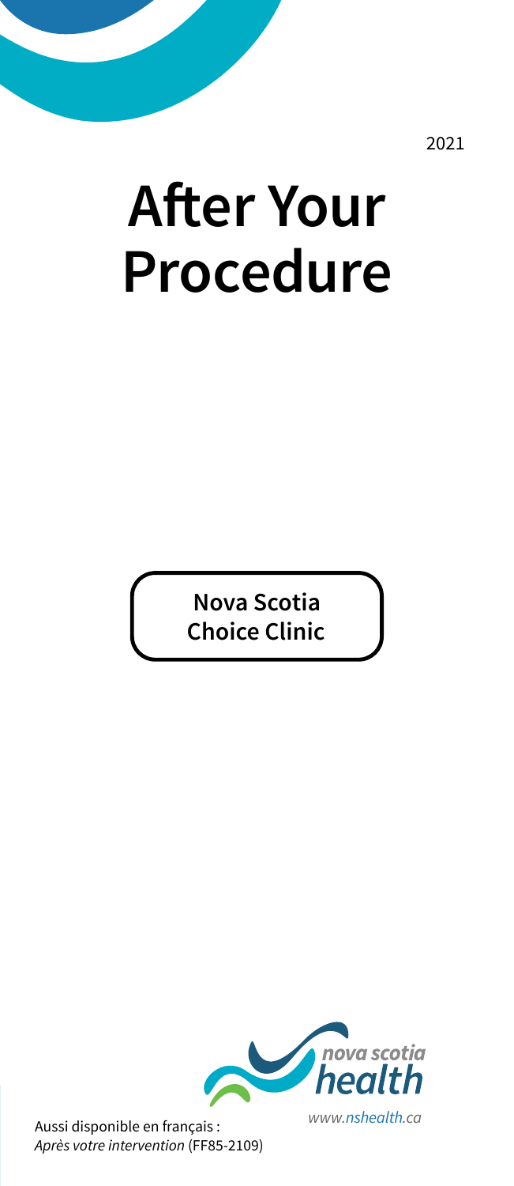2021

# After Your Procedure

**Nova Scotia Choice Clinic**

www.nshealth.ca

Aussi disponible en français :
*Après votre intervention* (FF85-2109)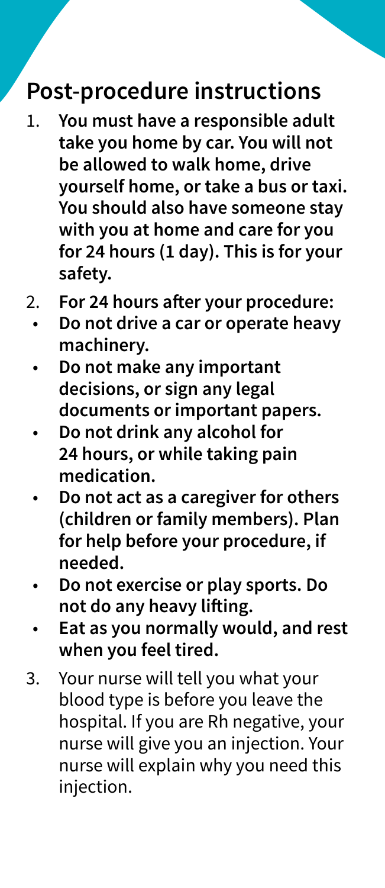## Post-procedure instructions

1. **You must have a responsible adult take you home by car. You will not be allowed to walk home, drive yourself home, or take a bus or taxi. You should also have someone stay with you at home and care for you for 24 hours (1 day). This is for your safety.**
2. **For 24 hours after your procedure:**
   - **Do not drive a car or operate heavy machinery.**
   - **Do not make any important decisions, or sign any legal documents or important papers.**
   - **Do not drink any alcohol for 24 hours, or while taking pain medication.**
   - **Do not act as a caregiver for others (children or family members). Plan for help before your procedure, if needed.**
   - **Do not exercise or play sports. Do not do any heavy lifting.**
   - **Eat as you normally would, and rest when you feel tired.**
3. Your nurse will tell you what your blood type is before you leave the hospital. If you are Rh negative, your nurse will give you an injection. Your nurse will explain why you need this injection.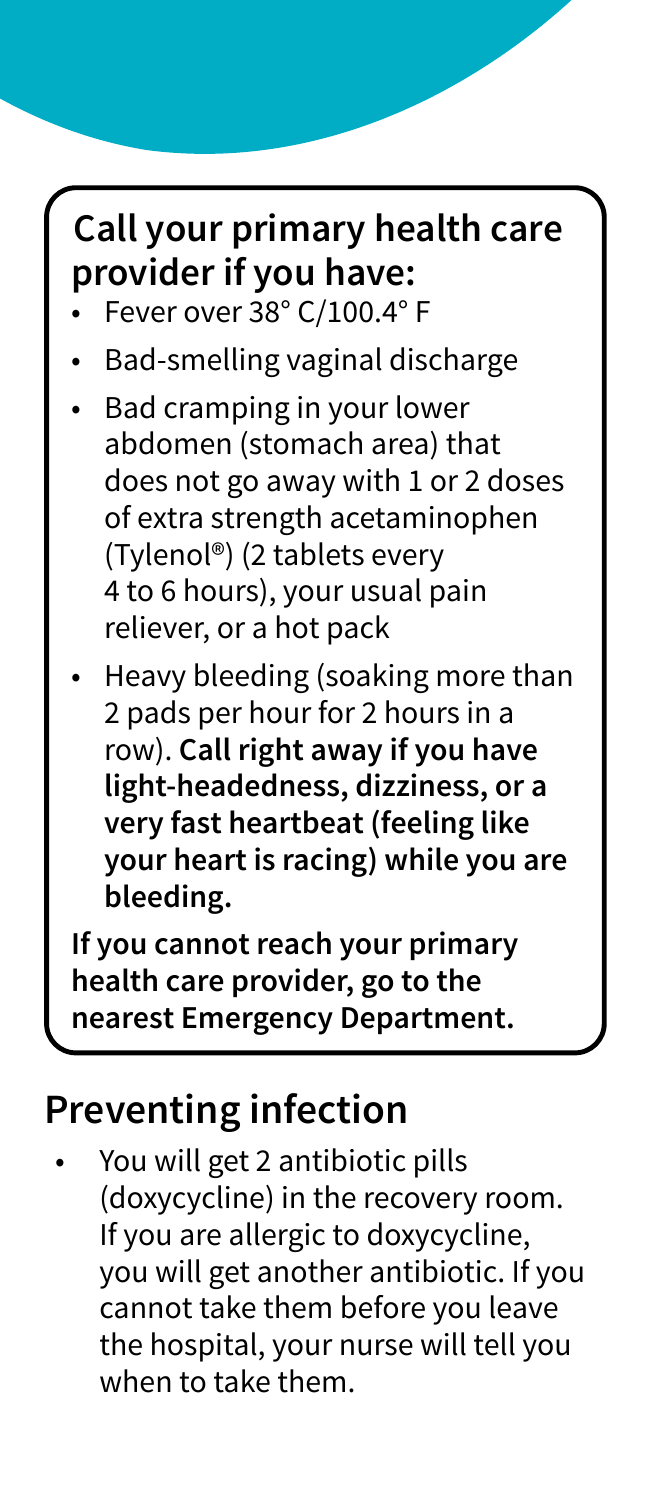**Call your primary health care provider if you have:**

- Fever over 38° C/100.4° F
- Bad-smelling vaginal discharge
- Bad cramping in your lower abdomen (stomach area) that does not go away with 1 or 2 doses of extra strength acetaminophen (Tylenol®) (2 tablets every 4 to 6 hours), your usual pain reliever, or a hot pack
- Heavy bleeding (soaking more than 2 pads per hour for 2 hours in a row). **Call right away if you have light-headedness, dizziness, or a very fast heartbeat (feeling like your heart is racing) while you are bleeding.**

**If you cannot reach your primary health care provider, go to the nearest Emergency Department.**

## Preventing infection

- You will get 2 antibiotic pills (doxycycline) in the recovery room. If you are allergic to doxycycline, you will get another antibiotic. If you cannot take them before you leave the hospital, your nurse will tell you when to take them.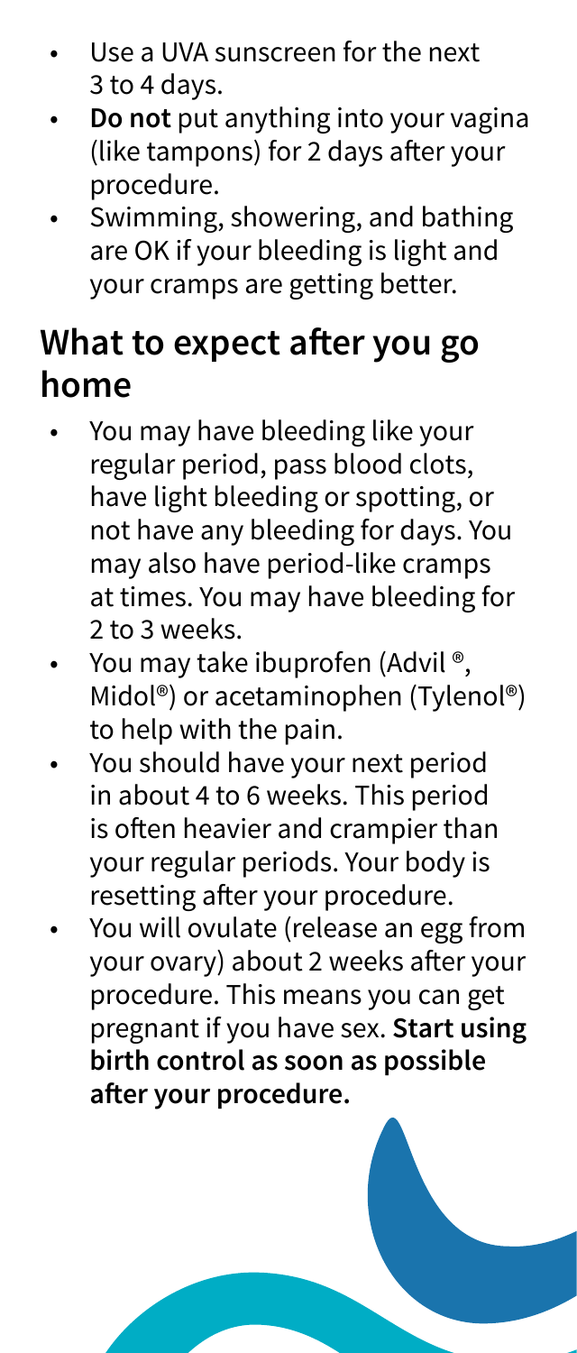- Use a UVA sunscreen for the next 3 to 4 days.
- **Do not** put anything into your vagina (like tampons) for 2 days after your procedure.
- Swimming, showering, and bathing are OK if your bleeding is light and your cramps are getting better.

## What to expect after you go home

- You may have bleeding like your regular period, pass blood clots, have light bleeding or spotting, or not have any bleeding for days. You may also have period-like cramps at times. You may have bleeding for 2 to 3 weeks.
- You may take ibuprofen (Advil ®, Midol®) or acetaminophen (Tylenol®) to help with the pain.
- You should have your next period in about 4 to 6 weeks. This period is often heavier and crampier than your regular periods. Your body is resetting after your procedure.
- You will ovulate (release an egg from your ovary) about 2 weeks after your procedure. This means you can get pregnant if you have sex. **Start using birth control as soon as possible after your procedure.**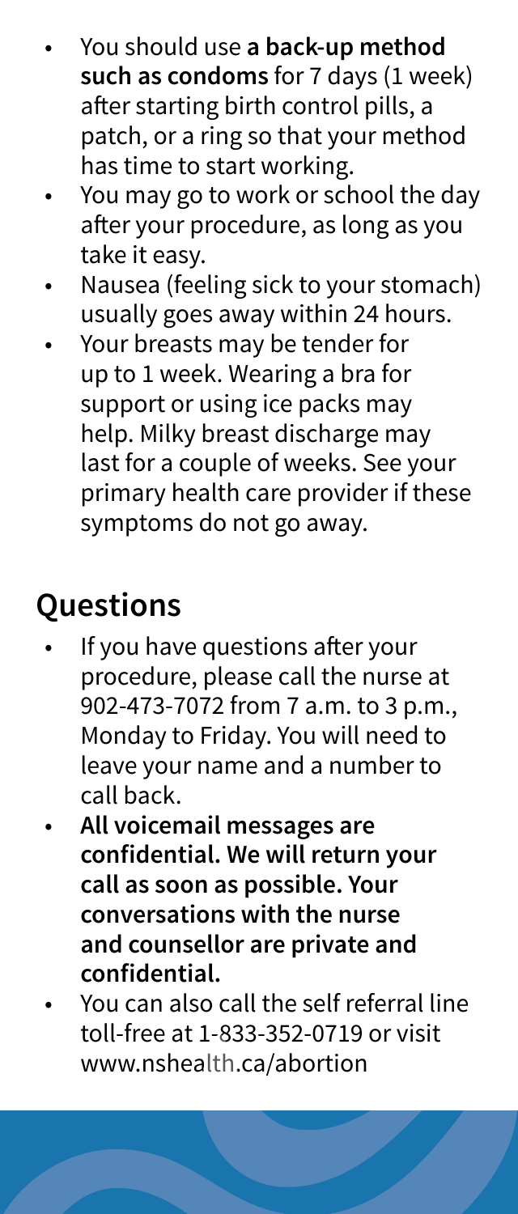- You should use **a back-up method such as condoms** for 7 days (1 week) after starting birth control pills, a patch, or a ring so that your method has time to start working.
- You may go to work or school the day after your procedure, as long as you take it easy.
- Nausea (feeling sick to your stomach) usually goes away within 24 hours.
- Your breasts may be tender for up to 1 week. Wearing a bra for support or using ice packs may help. Milky breast discharge may last for a couple of weeks. See your primary health care provider if these symptoms do not go away.

## Questions

- If you have questions after your procedure, please call the nurse at 902-473-7072 from 7 a.m. to 3 p.m., Monday to Friday. You will need to leave your name and a number to call back.
- **All voicemail messages are confidential. We will return your call as soon as possible. Your conversations with the nurse and counsellor are private and confidential.**
- You can also call the self referral line toll-free at 1-833-352-0719 or visit www.nshealth.ca/abortion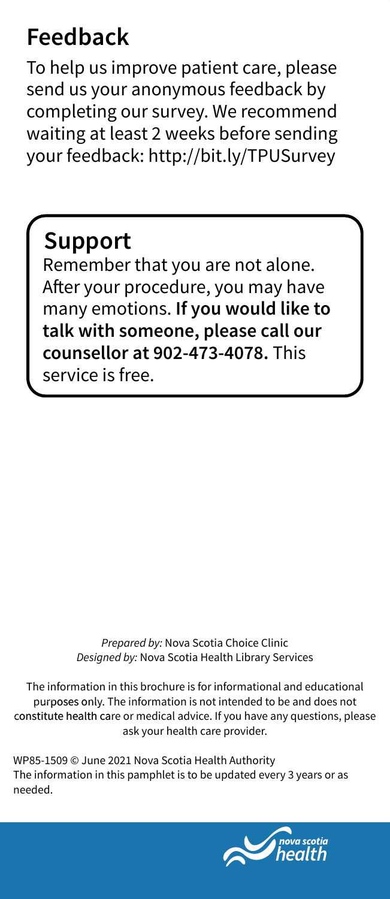## Feedback

To help us improve patient care, please send us your anonymous feedback by completing our survey. We recommend waiting at least 2 weeks before sending your feedback: http://bit.ly/TPUSurvey

## Support

Remember that you are not alone. After your procedure, you may have many emotions. **If you would like to talk with someone, please call our counsellor at 902-473-4078.** This service is free.

*Prepared by:* Nova Scotia Choice Clinic
*Designed by:* Nova Scotia Health Library Services

The information in this brochure is for informational and educational purposes only. The information is not intended to be and does not constitute health care or medical advice. If you have any questions, please ask your health care provider.

WP85-1509 © June 2021 Nova Scotia Health Authority
The information in this pamphlet is to be updated every 3 years or as needed.

nova scotia health